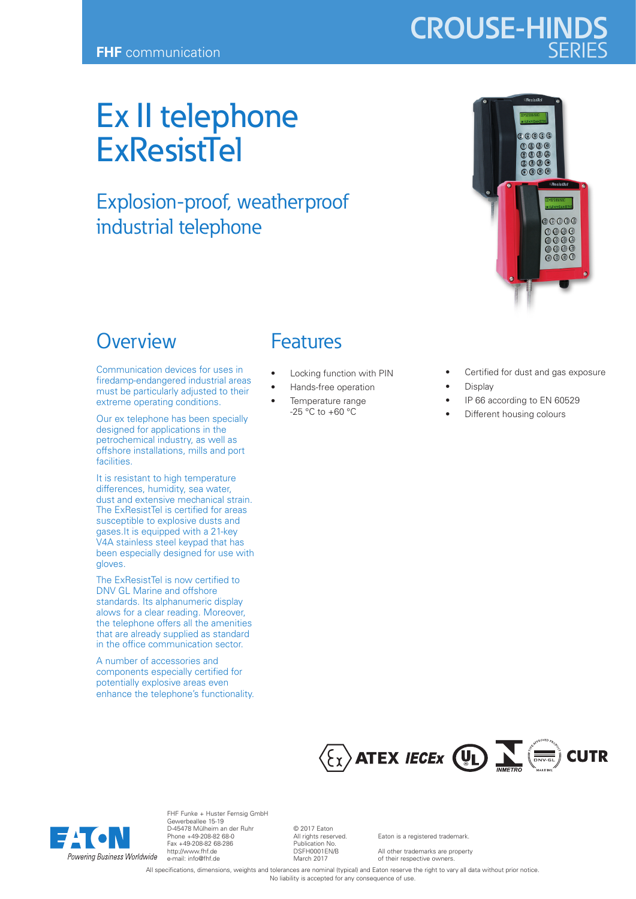FHF communication

CROUSE-HINDS SERIES

# Ex II telephone ExResistTel

## Explosion-proof, weatherproof industrial telephone

## Overview

Communication devices for uses in firedamp-endangered industrial areas must be particularly adjusted to their extreme operating conditions.

Our ex telephone has been specially designed for applications in the petrochemical industry, as well as offshore installations, mills and port facilities.

It is resistant to high temperature differences, humidity, sea water, dust and extensive mechanical strain. The ExResistTel is certified for areas susceptible to explosive dusts and gases.It is equipped with a 21-key V4A stainless steel keypad that has been especially designed for use with gloves.

The ExResistTel is now certified to DNV GL Marine and offshore standards. Its alphanumeric display alows for a clear reading. Moreover, the telephone offers all the amenities that are already supplied as standard in the office communication sector.

A number of accessories and components especially certified for potentially explosive areas even enhance the telephone's functionality.

## Features

- Locking function with PIN
- Hands-free operation
- Temperature range -25 °C to +60 °C
- Certified for dust and gas exposure
- Display
- IP 66 according to EN 60529
- Different housing colours

ATEX IECEx UL INMETRO DNV-GL CUTR

FHF Funke + Huster Fernsig GmbH
Gewerbeallee 15-19
D-45478 Mülheim an der Ruhr
Phone +49-208-82 68-0
Fax +49-208-82 68-286
http://www.fhf.de
e-mail: info@fhf.de

© 2017 Eaton
All rights reserved.
Publication No.
DSFH0001EN/B
March 2017

Eaton is a registered trademark.

All other trademarks are property of their respective owners.

All specifications, dimensions, weights and tolerances are nominal (typical) and Eaton reserve the right to vary all data without prior notice. No liability is accepted for any consequence of use.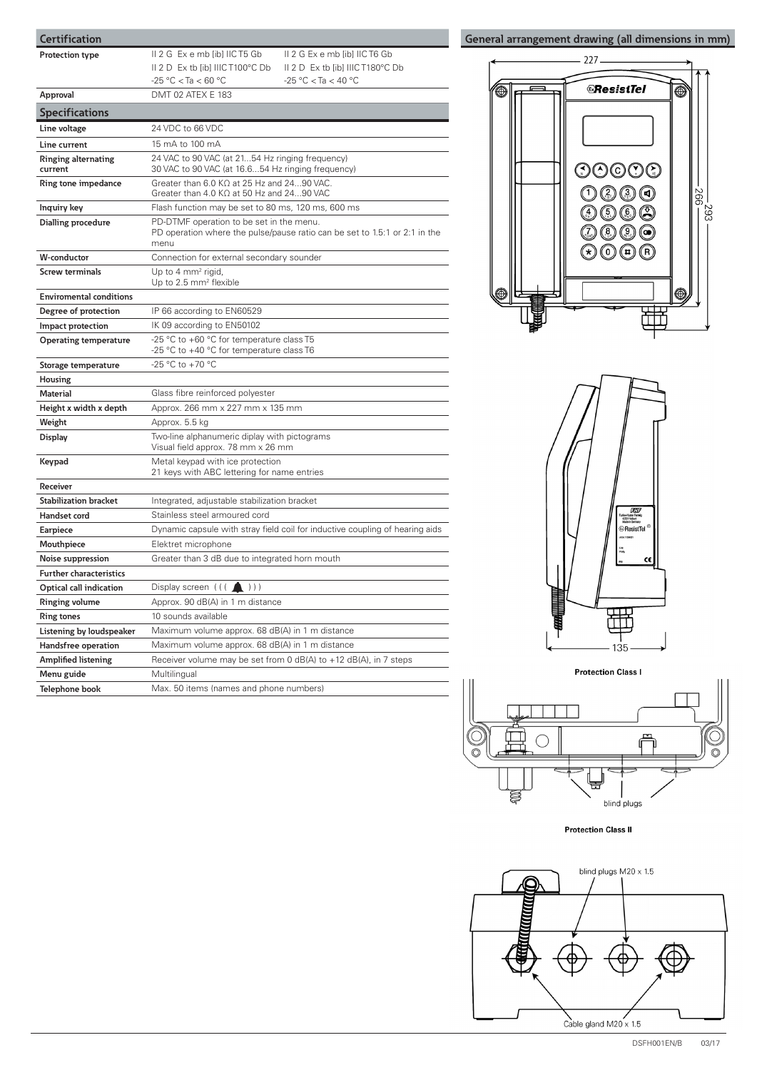## Certification

| | | |
|---|---|---|
| **Protection type** | II 2 G Ex e mb [ib] IIC T5 Gb<br>II 2 D Ex tb [ib] IIIC T100°C Db<br>-25 °C < Ta < 60 °C | II 2 G Ex e mb [ib] IIC T6 Gb<br>II 2 D Ex tb [ib] IIIC T180°C Db<br>-25 °C < Ta < 40 °C |
| **Approval** | DMT 02 ATEX E 183 | |

## Specifications

| | |
|---|---|
| **Line voltage** | 24 VDC to 66 VDC |
| **Line current** | 15 mA to 100 mA |
| **Ringing alternating current** | 24 VAC to 90 VAC (at 21...54 Hz ringing frequency)<br>30 VAC to 90 VAC (at 16.6...54 Hz ringing frequency) |
| **Ring tone impedance** | Greater than 6.0 KΩ at 25 Hz and 24...90 VAC.<br>Greater than 4.0 KΩ at 50 Hz and 24...90 VAC |
| **Inquiry key** | Flash function may be set to 80 ms, 120 ms, 600 ms |
| **Dialling procedure** | PD-DTMF operation to be set in the menu.<br>PD operation where the pulse/pause ratio can be set to 1.5:1 or 2:1 in the menu |
| **W-conductor** | Connection for external secondary sounder |
| **Screw terminals** | Up to 4 mm² rigid,<br>Up to 2.5 mm² flexible |
| **Enviromental conditions** | |
| **Degree of protection** | IP 66 according to EN60529 |
| **Impact protection** | IK 09 according to EN50102 |
| **Operating temperature** | -25 °C to +60 °C for temperature class T5<br>-25 °C to +40 °C for temperature class T6 |
| **Storage temperature** | -25 °C to +70 °C |
| **Housing** | |
| **Material** | Glass fibre reinforced polyester |
| **Height x width x depth** | Approx. 266 mm x 227 mm x 135 mm |
| **Weight** | Approx. 5.5 kg |
| **Display** | Two-line alphanumeric diplay with pictograms<br>Visual field approx. 78 mm x 26 mm |
| **Keypad** | Metal keypad with ice protection<br>21 keys with ABC lettering for name entries |
| **Receiver** | |
| **Stabilization bracket** | Integrated, adjustable stabilization bracket |
| **Handset cord** | Stainless steel armoured cord |
| **Earpiece** | Dynamic capsule with stray field coil for inductive coupling of hearing aids |
| **Mouthpiece** | Elektret microphone |
| **Noise suppression** | Greater than 3 dB due to integrated horn mouth |
| **Further characteristics** | |
| **Optical call indication** | Display screen ((( 🔔 ))) |
| **Ringing volume** | Approx. 90 dB(A) in 1 m distance |
| **Ring tones** | 10 sounds available |
| **Listening by loudspeaker** | Maximum volume approx. 68 dB(A) in 1 m distance |
| **Handsfree operation** | Maximum volume approx. 68 dB(A) in 1 m distance |
| **Amplified listening** | Receiver volume may be set from 0 dB(A) to +12 dB(A), in 7 steps |
| **Menu guide** | Multilingual |
| **Telephone book** | Max. 50 items (names and phone numbers) |

## General arrangement drawing (all dimensions in mm)

227

266

293

135

Protection Class I

blind plugs

Protection Class II

blind plugs M20 x 1.5

Cable gland M20 x 1.5

DSFH001EN/B 03/17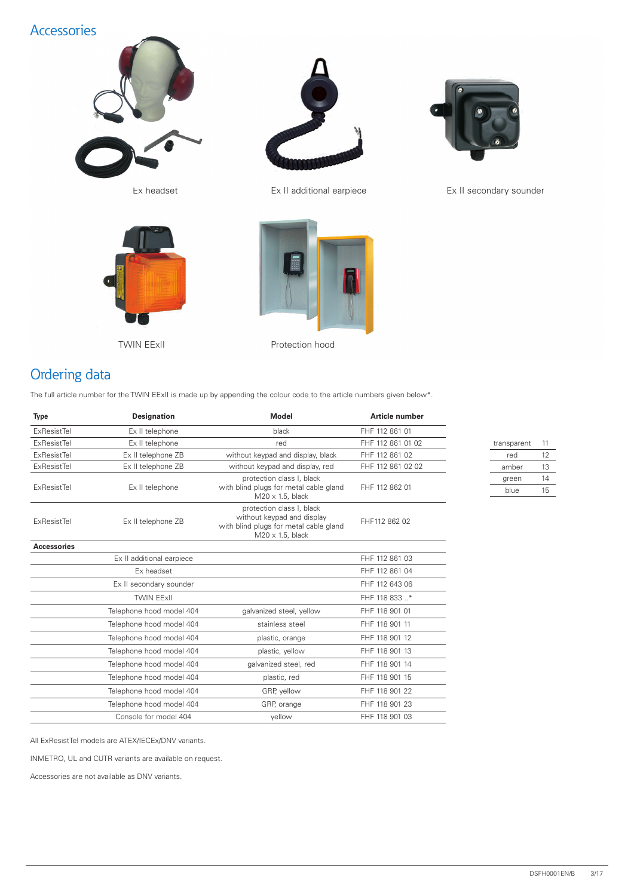## Accessories

Ex headset

Ex II additional earpiece

Ex II secondary sounder

TWIN EExII

Protection hood

## Ordering data

The full article number for the TWIN EExII is made up by appending the colour code to the article numbers given below*.

| Type | Designation | Model | Article number |
|---|---|---|---|
| ExResistTel | Ex II telephone | black | FHF 112 861 01 |
| ExResistTel | Ex II telephone | red | FHF 112 861 01 02 |
| ExResistTel | Ex II telephone ZB | without keypad and display, black | FHF 112 861 02 |
| ExResistTel | Ex II telephone ZB | without keypad and display, red | FHF 112 861 02 02 |
| ExResistTel | Ex II telephone | protection class I, black with blind plugs for metal cable gland M20 x 1.5, black | FHF 112 862 01 |
| ExResistTel | Ex II telephone ZB | protection class I, black without keypad and display with blind plugs for metal cable gland M20 x 1.5, black | FHF112 862 02 |
| **Accessories** | | | |
| | Ex II additional earpiece | | FHF 112 861 03 |
| | Ex headset | | FHF 112 861 04 |
| | Ex II secondary sounder | | FHF 112 643 06 |
| | TWIN EExII | | FHF 118 833 ..* |
| | Telephone hood model 404 | galvanized steel, yellow | FHF 118 901 01 |
| | Telephone hood model 404 | stainless steel | FHF 118 901 11 |
| | Telephone hood model 404 | plastic, orange | FHF 118 901 12 |
| | Telephone hood model 404 | plastic, yellow | FHF 118 901 13 |
| | Telephone hood model 404 | galvanized steel, red | FHF 118 901 14 |
| | Telephone hood model 404 | plastic, red | FHF 118 901 15 |
| | Telephone hood model 404 | GRP, yellow | FHF 118 901 22 |
| | Telephone hood model 404 | GRP, orange | FHF 118 901 23 |
| | Console for model 404 | yellow | FHF 118 901 03 |

| | |
|---|---|
| transparent | 11 |
| red | 12 |
| amber | 13 |
| green | 14 |
| blue | 15 |

All ExResistTel models are ATEX/IECEx/DNV variants.

INMETRO, UL and CUTR variants are available on request.

Accessories are not available as DNV variants.